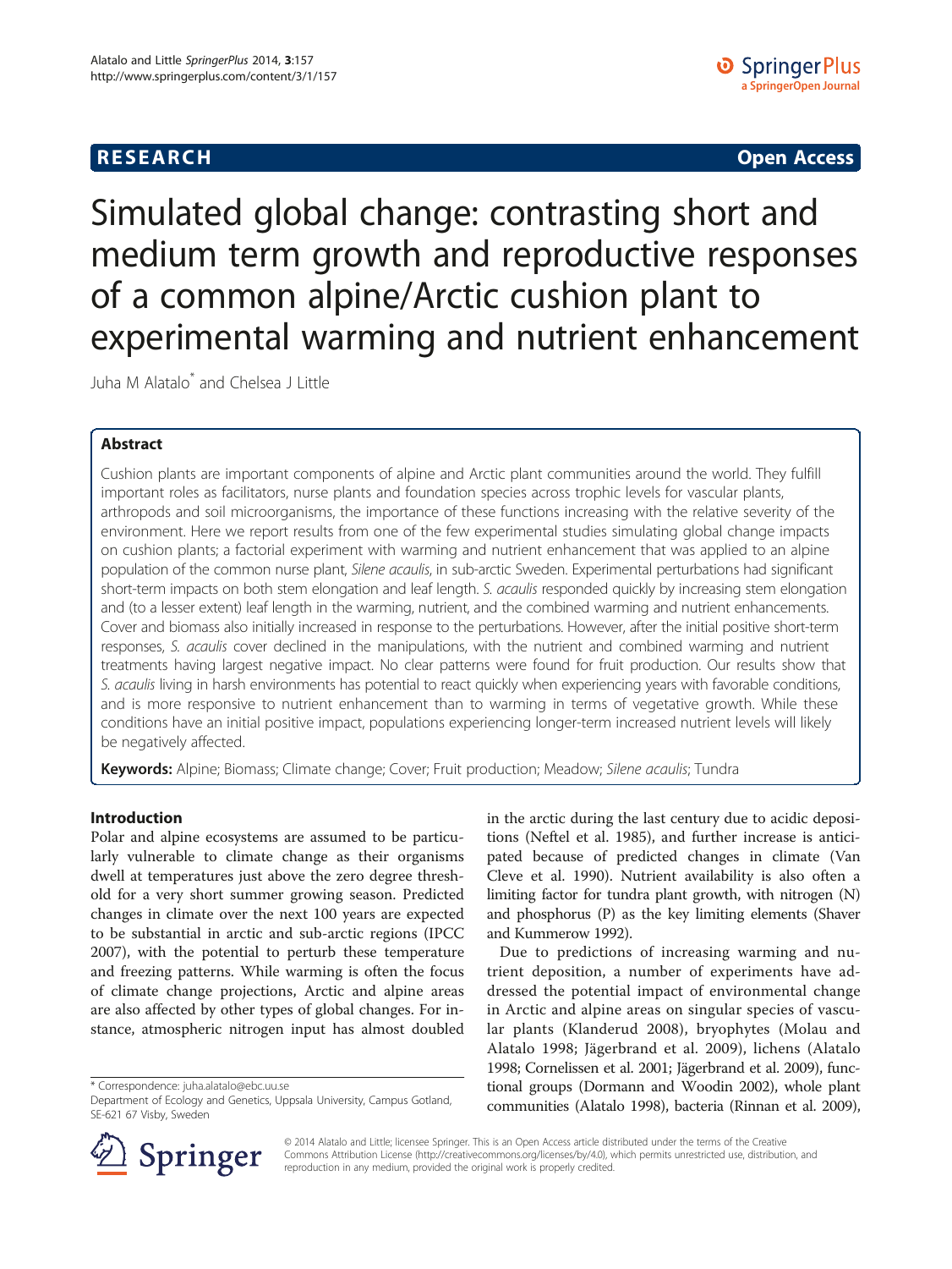**RESEARCH** **Open Access**

# Simulated global change: contrasting short and medium term growth and reproductive responses of a common alpine/Arctic cushion plant to experimental warming and nutrient enhancement

Juha M Alatalo* and Chelsea J Little

## Abstract

Cushion plants are important components of alpine and Arctic plant communities around the world. They fulfill important roles as facilitators, nurse plants and foundation species across trophic levels for vascular plants, arthropods and soil microorganisms, the importance of these functions increasing with the relative severity of the environment. Here we report results from one of the few experimental studies simulating global change impacts on cushion plants; a factorial experiment with warming and nutrient enhancement that was applied to an alpine population of the common nurse plant, *Silene acaulis*, in sub-arctic Sweden. Experimental perturbations had significant short-term impacts on both stem elongation and leaf length. *S. acaulis* responded quickly by increasing stem elongation and (to a lesser extent) leaf length in the warming, nutrient, and the combined warming and nutrient enhancements. Cover and biomass also initially increased in response to the perturbations. However, after the initial positive short-term responses, *S. acaulis* cover declined in the manipulations, with the nutrient and combined warming and nutrient treatments having largest negative impact. No clear patterns were found for fruit production. Our results show that *S. acaulis* living in harsh environments has potential to react quickly when experiencing years with favorable conditions, and is more responsive to nutrient enhancement than to warming in terms of vegetative growth. While these conditions have an initial positive impact, populations experiencing longer-term increased nutrient levels will likely be negatively affected.

**Keywords:** Alpine; Biomass; Climate change; Cover; Fruit production; Meadow; *Silene acaulis*; Tundra

## Introduction

Polar and alpine ecosystems are assumed to be particularly vulnerable to climate change as their organisms dwell at temperatures just above the zero degree threshold for a very short summer growing season. Predicted changes in climate over the next 100 years are expected to be substantial in arctic and sub-arctic regions (IPCC 2007), with the potential to perturb these temperature and freezing patterns. While warming is often the focus of climate change projections, Arctic and alpine areas are also affected by other types of global changes. For instance, atmospheric nitrogen input has almost doubled in the arctic during the last century due to acidic depositions (Neftel et al. 1985), and further increase is anticipated because of predicted changes in climate (Van Cleve et al. 1990). Nutrient availability is also often a limiting factor for tundra plant growth, with nitrogen (N) and phosphorus (P) as the key limiting elements (Shaver and Kummerow 1992).

Due to predictions of increasing warming and nutrient deposition, a number of experiments have addressed the potential impact of environmental change in Arctic and alpine areas on singular species of vascular plants (Klanderud 2008), bryophytes (Molau and Alatalo 1998; Jägerbrand et al. 2009), lichens (Alatalo 1998; Cornelissen et al. 2001; Jägerbrand et al. 2009), functional groups (Dormann and Woodin 2002), whole plant communities (Alatalo 1998), bacteria (Rinnan et al. 2009),

* Correspondence: juha.alatalo@ebc.uu.se
Department of Ecology and Genetics, Uppsala University, Campus Gotland, SE-621 67 Visby, Sweden

© 2014 Alatalo and Little; licensee Springer. This is an Open Access article distributed under the terms of the Creative Commons Attribution License (http://creativecommons.org/licenses/by/4.0), which permits unrestricted use, distribution, and reproduction in any medium, provided the original work is properly credited.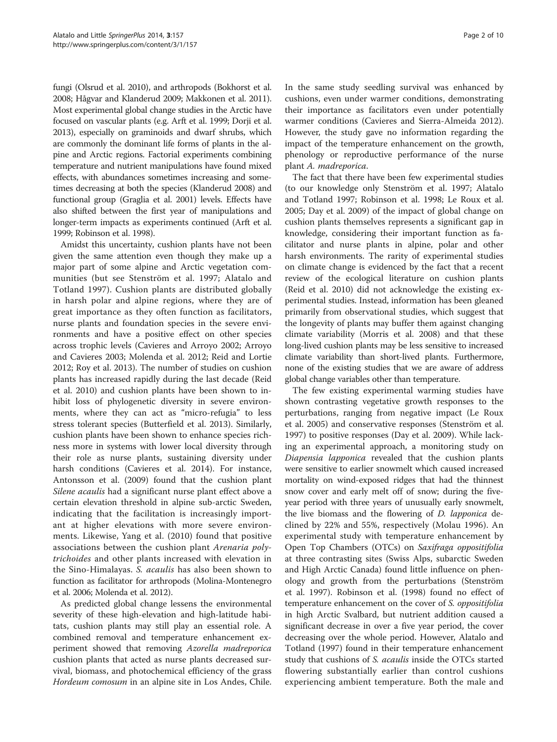fungi (Olsrud et al. 2010), and arthropods (Bokhorst et al. 2008; Hågvar and Klanderud 2009; Makkonen et al. 2011). Most experimental global change studies in the Arctic have focused on vascular plants (e.g. Arft et al. 1999; Dorji et al. 2013), especially on graminoids and dwarf shrubs, which are commonly the dominant life forms of plants in the alpine and Arctic regions. Factorial experiments combining temperature and nutrient manipulations have found mixed effects, with abundances sometimes increasing and sometimes decreasing at both the species (Klanderud 2008) and functional group (Graglia et al. 2001) levels. Effects have also shifted between the first year of manipulations and longer-term impacts as experiments continued (Arft et al. 1999; Robinson et al. 1998).

Amidst this uncertainty, cushion plants have not been given the same attention even though they make up a major part of some alpine and Arctic vegetation communities (but see Stenström et al. 1997; Alatalo and Totland 1997). Cushion plants are distributed globally in harsh polar and alpine regions, where they are of great importance as they often function as facilitators, nurse plants and foundation species in the severe environments and have a positive effect on other species across trophic levels (Cavieres and Arroyo 2002; Arroyo and Cavieres 2003; Molenda et al. 2012; Reid and Lortie 2012; Roy et al. 2013). The number of studies on cushion plants has increased rapidly during the last decade (Reid et al. 2010) and cushion plants have been shown to inhibit loss of phylogenetic diversity in severe environments, where they can act as "micro-refugia" to less stress tolerant species (Butterfield et al. 2013). Similarly, cushion plants have been shown to enhance species richness more in systems with lower local diversity through their role as nurse plants, sustaining diversity under harsh conditions (Cavieres et al. 2014). For instance, Antonsson et al. (2009) found that the cushion plant *Silene acaulis* had a significant nurse plant effect above a certain elevation threshold in alpine sub-arctic Sweden, indicating that the facilitation is increasingly important at higher elevations with more severe environments. Likewise, Yang et al. (2010) found that positive associations between the cushion plant *Arenaria polytrichoides* and other plants increased with elevation in the Sino-Himalayas. *S. acaulis* has also been shown to function as facilitator for arthropods (Molina-Montenegro et al. 2006; Molenda et al. 2012).

As predicted global change lessens the environmental severity of these high-elevation and high-latitude habitats, cushion plants may still play an essential role. A combined removal and temperature enhancement experiment showed that removing *Azorella madreporica* cushion plants that acted as nurse plants decreased survival, biomass, and photochemical efficiency of the grass *Hordeum comosum* in an alpine site in Los Andes, Chile. In the same study seedling survival was enhanced by cushions, even under warmer conditions, demonstrating their importance as facilitators even under potentially warmer conditions (Cavieres and Sierra-Almeida 2012). However, the study gave no information regarding the impact of the temperature enhancement on the growth, phenology or reproductive performance of the nurse plant *A. madreporica*.

The fact that there have been few experimental studies (to our knowledge only Stenström et al. 1997; Alatalo and Totland 1997; Robinson et al. 1998; Le Roux et al. 2005; Day et al. 2009) of the impact of global change on cushion plants themselves represents a significant gap in knowledge, considering their important function as facilitator and nurse plants in alpine, polar and other harsh environments. The rarity of experimental studies on climate change is evidenced by the fact that a recent review of the ecological literature on cushion plants (Reid et al. 2010) did not acknowledge the existing experimental studies. Instead, information has been gleaned primarily from observational studies, which suggest that the longevity of plants may buffer them against changing climate variability (Morris et al. 2008) and that these long-lived cushion plants may be less sensitive to increased climate variability than short-lived plants. Furthermore, none of the existing studies that we are aware of address global change variables other than temperature.

The few existing experimental warming studies have shown contrasting vegetative growth responses to the perturbations, ranging from negative impact (Le Roux et al. 2005) and conservative responses (Stenström et al. 1997) to positive responses (Day et al. 2009). While lacking an experimental approach, a monitoring study on *Diapensia lapponica* revealed that the cushion plants were sensitive to earlier snowmelt which caused increased mortality on wind-exposed ridges that had the thinnest snow cover and early melt off of snow; during the five-year period with three years of unusually early snowmelt, the live biomass and the flowering of *D. lapponica* declined by 22% and 55%, respectively (Molau 1996). An experimental study with temperature enhancement by Open Top Chambers (OTCs) on *Saxifraga oppositifolia* at three contrasting sites (Swiss Alps, subarctic Sweden and High Arctic Canada) found little influence on phenology and growth from the perturbations (Stenström et al. 1997). Robinson et al. (1998) found no effect of temperature enhancement on the cover of *S. oppositifolia* in high Arctic Svalbard, but nutrient addition caused a significant decrease in over a five year period, the cover decreasing over the whole period. However, Alatalo and Totland (1997) found in their temperature enhancement study that cushions of *S. acaulis* inside the OTCs started flowering substantially earlier than control cushions experiencing ambient temperature. Both the male and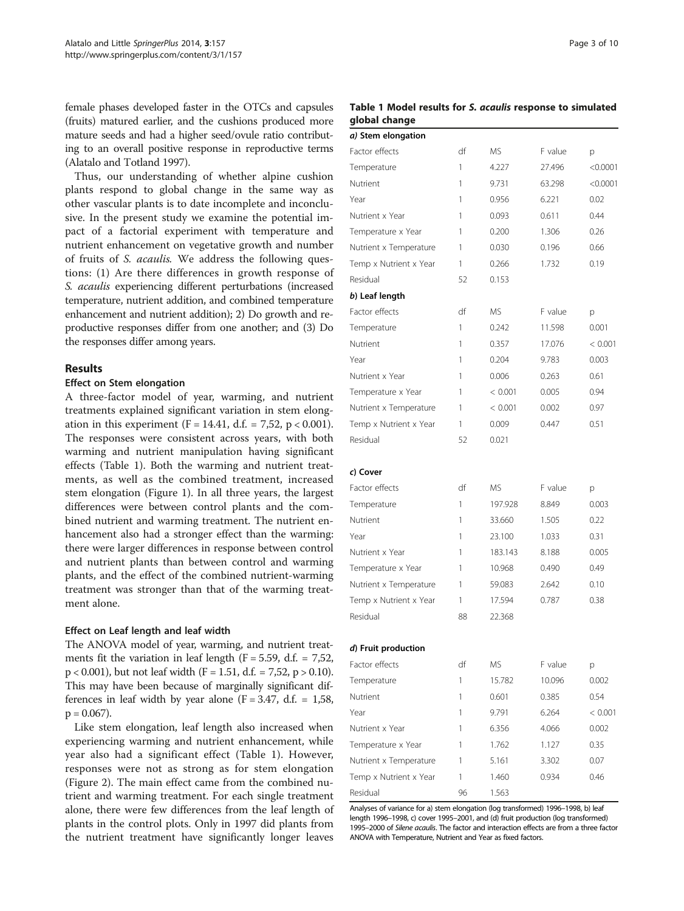female phases developed faster in the OTCs and capsules (fruits) matured earlier, and the cushions produced more mature seeds and had a higher seed/ovule ratio contributing to an overall positive response in reproductive terms (Alatalo and Totland 1997).

Thus, our understanding of whether alpine cushion plants respond to global change in the same way as other vascular plants is to date incomplete and inconclusive. In the present study we examine the potential impact of a factorial experiment with temperature and nutrient enhancement on vegetative growth and number of fruits of *S. acaulis*. We address the following questions: (1) Are there differences in growth response of *S. acaulis* experiencing different perturbations (increased temperature, nutrient addition, and combined temperature enhancement and nutrient addition); 2) Do growth and reproductive responses differ from one another; and (3) Do the responses differ among years.

## Results

### Effect on Stem elongation

A three-factor model of year, warming, and nutrient treatments explained significant variation in stem elongation in this experiment ($F = 14.41$, d.f. = 7,52, $p < 0.001$). The responses were consistent across years, with both warming and nutrient manipulation having significant effects (Table 1). Both the warming and nutrient treatments, as well as the combined treatment, increased stem elongation (Figure 1). In all three years, the largest differences were between control plants and the combined nutrient and warming treatment. The nutrient enhancement also had a stronger effect than the warming: there were larger differences in response between control and nutrient plants than between control and warming plants, and the effect of the combined nutrient-warming treatment was stronger than that of the warming treatment alone.

### Effect on Leaf length and leaf width

The ANOVA model of year, warming, and nutrient treatments fit the variation in leaf length ($F = 5.59$, d.f. = 7,52, $p < 0.001$), but not leaf width ($F = 1.51$, d.f. = 7,52, $p > 0.10$). This may have been because of marginally significant differences in leaf width by year alone ($F = 3.47$, d.f. = 1,58, $p = 0.067$).

Like stem elongation, leaf length also increased when experiencing warming and nutrient enhancement, while year also had a significant effect (Table 1). However, responses were not as strong as for stem elongation (Figure 2). The main effect came from the combined nutrient and warming treatment. For each single treatment alone, there were few differences from the leaf length of plants in the control plots. Only in 1997 did plants from the nutrient treatment have significantly longer leaves

**Table 1 Model results for *S. acaulis* response to simulated global change**

| *a) Stem elongation* | | | | |
|---|---|---|---|---|
| Factor effects | df | MS | F value | p |
| Temperature | 1 | 4.227 | 27.496 | <0.0001 |
| Nutrient | 1 | 9.731 | 63.298 | <0.0001 |
| Year | 1 | 0.956 | 6.221 | 0.02 |
| Nutrient x Year | 1 | 0.093 | 0.611 | 0.44 |
| Temperature x Year | 1 | 0.200 | 1.306 | 0.26 |
| Nutrient x Temperature | 1 | 0.030 | 0.196 | 0.66 |
| Temp x Nutrient x Year | 1 | 0.266 | 1.732 | 0.19 |
| Residual | 52 | 0.153 | | |
| ***b) Leaf length*** | | | | |
| Factor effects | df | MS | F value | p |
| Temperature | 1 | 0.242 | 11.598 | 0.001 |
| Nutrient | 1 | 0.357 | 17.076 | < 0.001 |
| Year | 1 | 0.204 | 9.783 | 0.003 |
| Nutrient x Year | 1 | 0.006 | 0.263 | 0.61 |
| Temperature x Year | 1 | < 0.001 | 0.005 | 0.94 |
| Nutrient x Temperature | 1 | < 0.001 | 0.002 | 0.97 |
| Temp x Nutrient x Year | 1 | 0.009 | 0.447 | 0.51 |
| Residual | 52 | 0.021 | | |
| ***c) Cover*** | | | | |
| Factor effects | df | MS | F value | p |
| Temperature | 1 | 197.928 | 8.849 | 0.003 |
| Nutrient | 1 | 33.660 | 1.505 | 0.22 |
| Year | 1 | 23.100 | 1.033 | 0.31 |
| Nutrient x Year | 1 | 183.143 | 8.188 | 0.005 |
| Temperature x Year | 1 | 10.968 | 0.490 | 0.49 |
| Nutrient x Temperature | 1 | 59.083 | 2.642 | 0.10 |
| Temp x Nutrient x Year | 1 | 17.594 | 0.787 | 0.38 |
| Residual | 88 | 22.368 | | |
| ***d) Fruit production*** | | | | |
| Factor effects | df | MS | F value | p |
| Temperature | 1 | 15.782 | 10.096 | 0.002 |
| Nutrient | 1 | 0.601 | 0.385 | 0.54 |
| Year | 1 | 9.791 | 6.264 | < 0.001 |
| Nutrient x Year | 1 | 6.356 | 4.066 | 0.002 |
| Temperature x Year | 1 | 1.762 | 1.127 | 0.35 |
| Nutrient x Temperature | 1 | 5.161 | 3.302 | 0.07 |
| Temp x Nutrient x Year | 1 | 1.460 | 0.934 | 0.46 |
| Residual | 96 | 1.563 | | |

Analyses of variance for a) stem elongation (log transformed) 1996–1998, b) leaf length 1996–1998, c) cover 1995–2001, and (d) fruit production (log transformed) 1995–2000 of *Silene acaulis*. The factor and interaction effects are from a three factor ANOVA with Temperature, Nutrient and Year as fixed factors.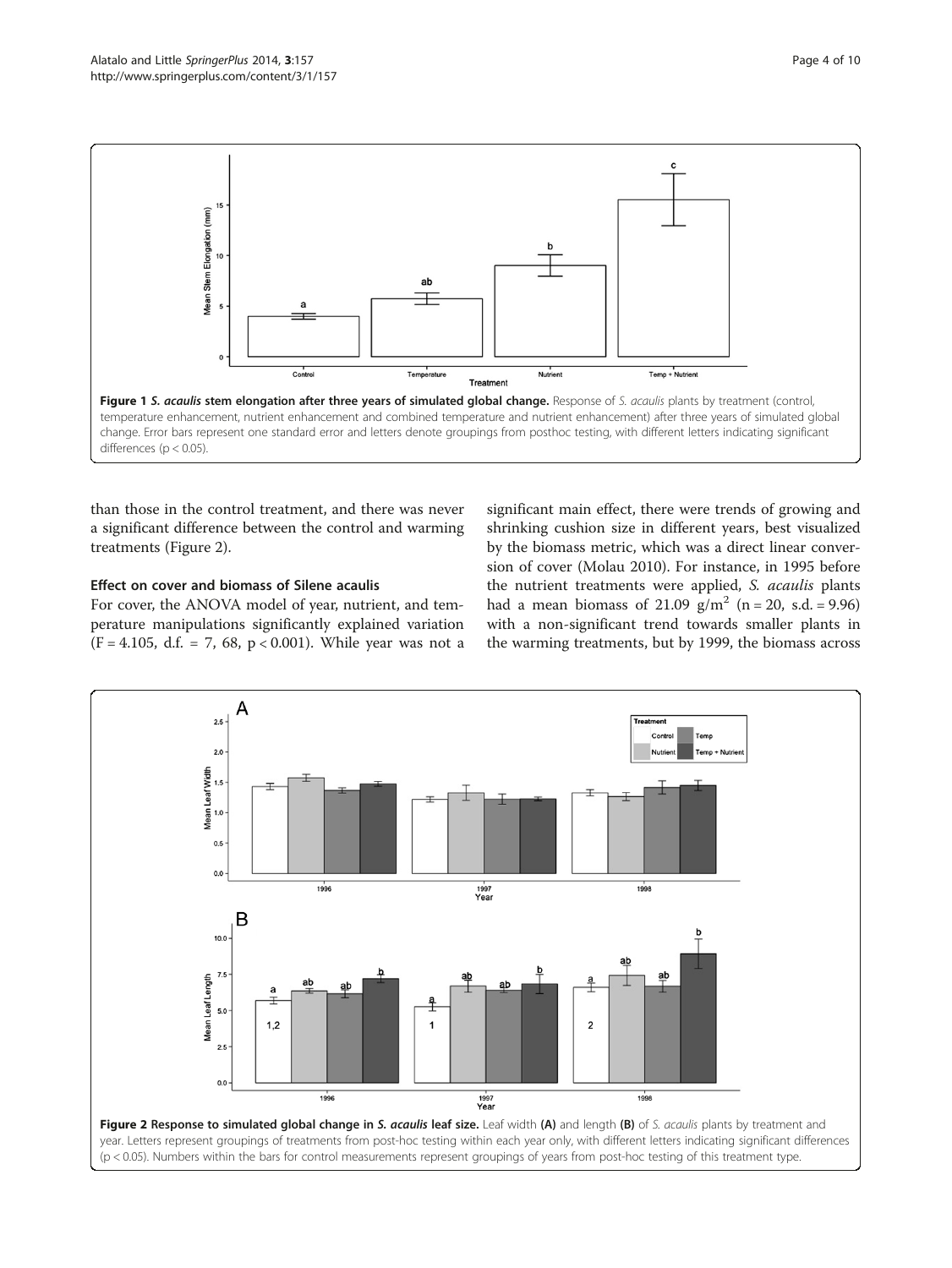**Figure 1 *S. acaulis* stem elongation after three years of simulated global change.** Response of *S. acaulis* plants by treatment (control, temperature enhancement, nutrient enhancement and combined temperature and nutrient enhancement) after three years of simulated global change. Error bars represent one standard error and letters denote groupings from posthoc testing, with different letters indicating significant differences ($p < 0.05$).

than those in the control treatment, and there was never a significant difference between the control and warming treatments (Figure 2).

### Effect on cover and biomass of Silene acaulis

For cover, the ANOVA model of year, nutrient, and temperature manipulations significantly explained variation ($F = 4.105$, d.f. = 7, 68, $p < 0.001$). While year was not a significant main effect, there were trends of growing and shrinking cushion size in different years, best visualized by the biomass metric, which was a direct linear conversion of cover (Molau 2010). For instance, in 1995 before the nutrient treatments were applied, *S. acaulis* plants had a mean biomass of 21.09 $g/m^2$ ($n = 20$, s.d. = 9.96) with a non-significant trend towards smaller plants in the warming treatments, but by 1999, the biomass across

**Figure 2 Response to simulated global change in *S. acaulis* leaf size.** Leaf width **(A)** and length **(B)** of *S. acaulis* plants by treatment and year. Letters represent groupings of treatments from post-hoc testing within each year only, with different letters indicating significant differences ($p < 0.05$). Numbers within the bars for control measurements represent groupings of years from post-hoc testing of this treatment type.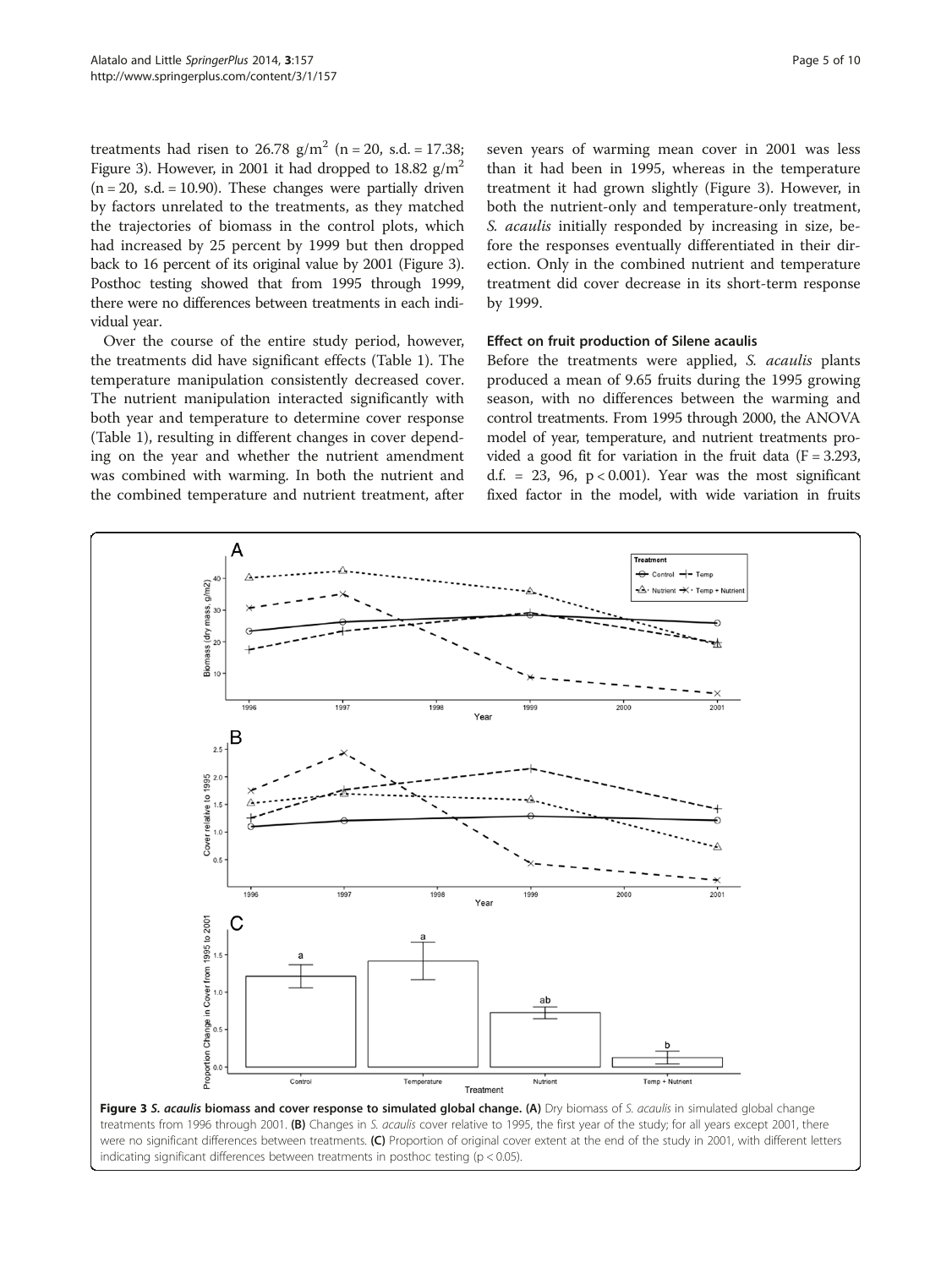treatments had risen to 26.78 $g/m^2$ (n = 20, s.d. = 17.38; Figure 3). However, in 2001 it had dropped to 18.82 $g/m^2$ (n = 20, s.d. = 10.90). These changes were partially driven by factors unrelated to the treatments, as they matched the trajectories of biomass in the control plots, which had increased by 25 percent by 1999 but then dropped back to 16 percent of its original value by 2001 (Figure 3). Posthoc testing showed that from 1995 through 1999, there were no differences between treatments in each individual year.

Over the course of the entire study period, however, the treatments did have significant effects (Table 1). The temperature manipulation consistently decreased cover. The nutrient manipulation interacted significantly with both year and temperature to determine cover response (Table 1), resulting in different changes in cover depending on the year and whether the nutrient amendment was combined with warming. In both the nutrient and the combined temperature and nutrient treatment, after seven years of warming mean cover in 2001 was less than it had been in 1995, whereas in the temperature treatment it had grown slightly (Figure 3). However, in both the nutrient-only and temperature-only treatment, *S. acaulis* initially responded by increasing in size, before the responses eventually differentiated in their direction. Only in the combined nutrient and temperature treatment did cover decrease in its short-term response by 1999.

### Effect on fruit production of Silene acaulis

Before the treatments were applied, *S. acaulis* plants produced a mean of 9.65 fruits during the 1995 growing season, with no differences between the warming and control treatments. From 1995 through 2000, the ANOVA model of year, temperature, and nutrient treatments provided a good fit for variation in the fruit data (F = 3.293, d.f. = 23, 96, $p < 0.001$). Year was the most significant fixed factor in the model, with wide variation in fruits

**Figure 3** *S. acaulis* **biomass and cover response to simulated global change.** **(A)** Dry biomass of *S. acaulis* in simulated global change treatments from 1996 through 2001. **(B)** Changes in *S. acaulis* cover relative to 1995, the first year of the study; for all years except 2001, there were no significant differences between treatments. **(C)** Proportion of original cover extent at the end of the study in 2001, with different letters indicating significant differences between treatments in posthoc testing ($p < 0.05$).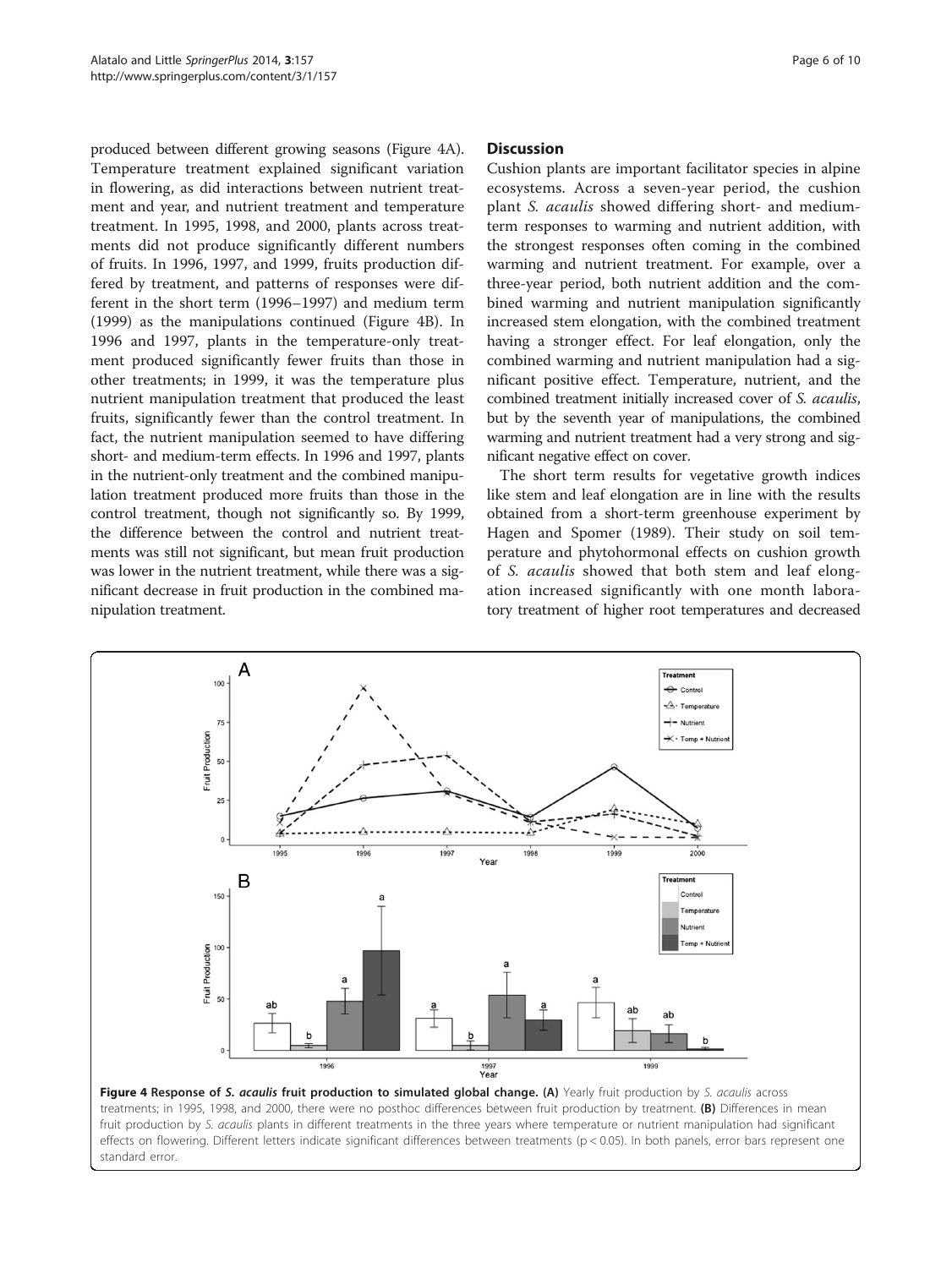produced between different growing seasons (Figure 4A). Temperature treatment explained significant variation in flowering, as did interactions between nutrient treatment and year, and nutrient treatment and temperature treatment. In 1995, 1998, and 2000, plants across treatments did not produce significantly different numbers of fruits. In 1996, 1997, and 1999, fruits production differed by treatment, and patterns of responses were different in the short term (1996–1997) and medium term (1999) as the manipulations continued (Figure 4B). In 1996 and 1997, plants in the temperature-only treatment produced significantly fewer fruits than those in other treatments; in 1999, it was the temperature plus nutrient manipulation treatment that produced the least fruits, significantly fewer than the control treatment. In fact, the nutrient manipulation seemed to have differing short- and medium-term effects. In 1996 and 1997, plants in the nutrient-only treatment and the combined manipulation treatment produced more fruits than those in the control treatment, though not significantly so. By 1999, the difference between the control and nutrient treatments was still not significant, but mean fruit production was lower in the nutrient treatment, while there was a significant decrease in fruit production in the combined manipulation treatment.

## Discussion

Cushion plants are important facilitator species in alpine ecosystems. Across a seven-year period, the cushion plant *S. acaulis* showed differing short- and medium-term responses to warming and nutrient addition, with the strongest responses often coming in the combined warming and nutrient treatment. For example, over a three-year period, both nutrient addition and the combined warming and nutrient manipulation significantly increased stem elongation, with the combined treatment having a stronger effect. For leaf elongation, only the combined warming and nutrient manipulation had a significant positive effect. Temperature, nutrient, and the combined treatment initially increased cover of *S. acaulis*, but by the seventh year of manipulations, the combined warming and nutrient treatment had a very strong and significant negative effect on cover.

The short term results for vegetative growth indices like stem and leaf elongation are in line with the results obtained from a short-term greenhouse experiment by Hagen and Spomer (1989). Their study on soil temperature and phytohormonal effects on cushion growth of *S. acaulis* showed that both stem and leaf elongation increased significantly with one month laboratory treatment of higher root temperatures and decreased

**Figure 4 Response of *S. acaulis* fruit production to simulated global change. (A)** Yearly fruit production by *S. acaulis* across treatments; in 1995, 1998, and 2000, there were no posthoc differences between fruit production by treatment. **(B)** Differences in mean fruit production by *S. acaulis* plants in different treatments in the three years where temperature or nutrient manipulation had significant effects on flowering. Different letters indicate significant differences between treatments ($p < 0.05$). In both panels, error bars represent one standard error.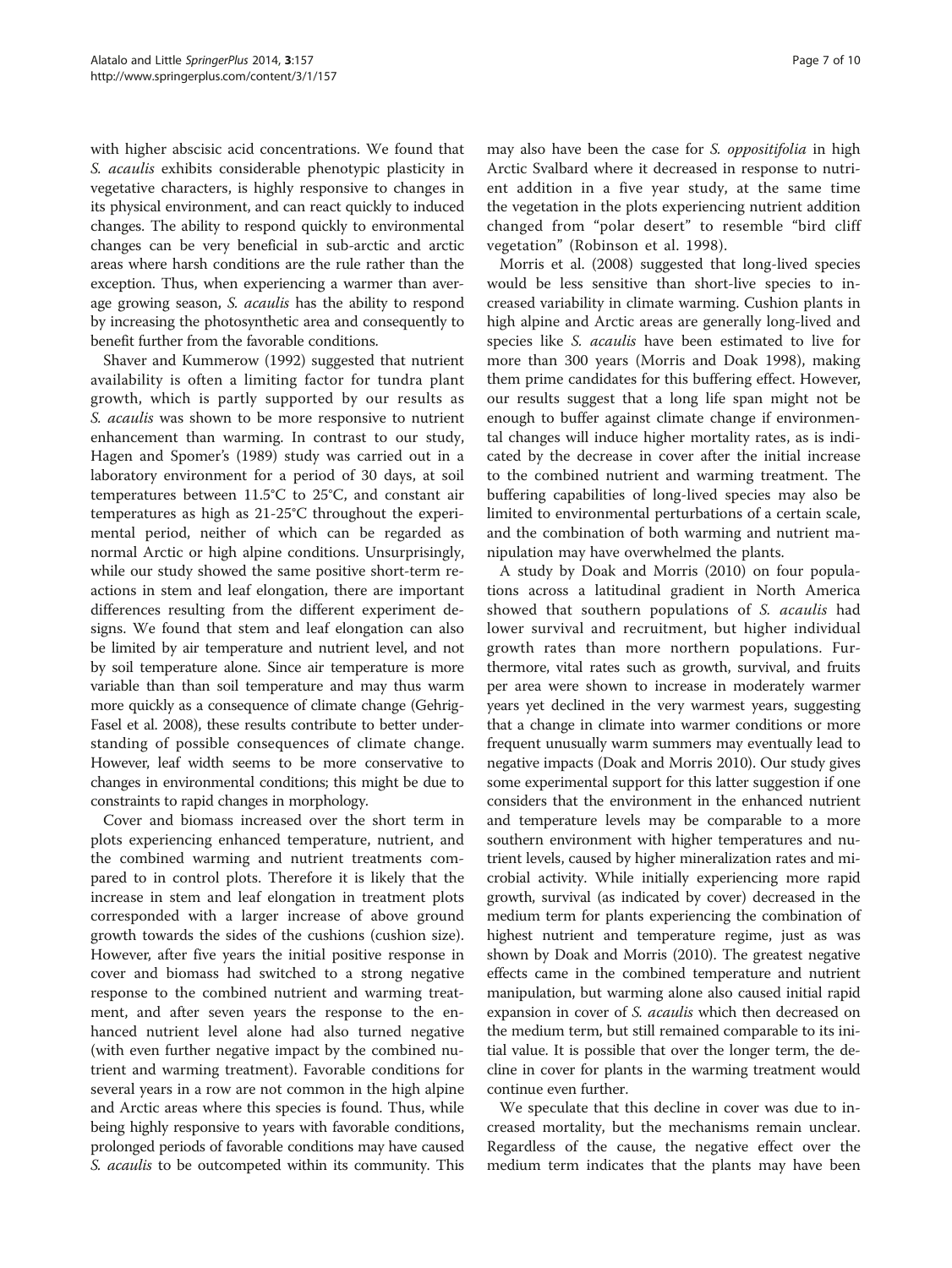with higher abscisic acid concentrations. We found that *S. acaulis* exhibits considerable phenotypic plasticity in vegetative characters, is highly responsive to changes in its physical environment, and can react quickly to induced changes. The ability to respond quickly to environmental changes can be very beneficial in sub-arctic and arctic areas where harsh conditions are the rule rather than the exception. Thus, when experiencing a warmer than average growing season, *S. acaulis* has the ability to respond by increasing the photosynthetic area and consequently to benefit further from the favorable conditions.

Shaver and Kummerow (1992) suggested that nutrient availability is often a limiting factor for tundra plant growth, which is partly supported by our results as *S. acaulis* was shown to be more responsive to nutrient enhancement than warming. In contrast to our study, Hagen and Spomer's (1989) study was carried out in a laboratory environment for a period of 30 days, at soil temperatures between 11.5°C to 25°C, and constant air temperatures as high as 21-25°C throughout the experimental period, neither of which can be regarded as normal Arctic or high alpine conditions. Unsurprisingly, while our study showed the same positive short-term reactions in stem and leaf elongation, there are important differences resulting from the different experiment designs. We found that stem and leaf elongation can also be limited by air temperature and nutrient level, and not by soil temperature alone. Since air temperature is more variable than than soil temperature and may thus warm more quickly as a consequence of climate change (Gehrig-Fasel et al. 2008), these results contribute to better understanding of possible consequences of climate change. However, leaf width seems to be more conservative to changes in environmental conditions; this might be due to constraints to rapid changes in morphology.

Cover and biomass increased over the short term in plots experiencing enhanced temperature, nutrient, and the combined warming and nutrient treatments compared to in control plots. Therefore it is likely that the increase in stem and leaf elongation in treatment plots corresponded with a larger increase of above ground growth towards the sides of the cushions (cushion size). However, after five years the initial positive response in cover and biomass had switched to a strong negative response to the combined nutrient and warming treatment, and after seven years the response to the enhanced nutrient level alone had also turned negative (with even further negative impact by the combined nutrient and warming treatment). Favorable conditions for several years in a row are not common in the high alpine and Arctic areas where this species is found. Thus, while being highly responsive to years with favorable conditions, prolonged periods of favorable conditions may have caused *S. acaulis* to be outcompeted within its community. This may also have been the case for *S. oppositifolia* in high Arctic Svalbard where it decreased in response to nutrient addition in a five year study, at the same time the vegetation in the plots experiencing nutrient addition changed from "polar desert" to resemble "bird cliff vegetation" (Robinson et al. 1998).

Morris et al. (2008) suggested that long-lived species would be less sensitive than short-live species to increased variability in climate warming. Cushion plants in high alpine and Arctic areas are generally long-lived and species like *S. acaulis* have been estimated to live for more than 300 years (Morris and Doak 1998), making them prime candidates for this buffering effect. However, our results suggest that a long life span might not be enough to buffer against climate change if environmental changes will induce higher mortality rates, as is indicated by the decrease in cover after the initial increase to the combined nutrient and warming treatment. The buffering capabilities of long-lived species may also be limited to environmental perturbations of a certain scale, and the combination of both warming and nutrient manipulation may have overwhelmed the plants.

A study by Doak and Morris (2010) on four populations across a latitudinal gradient in North America showed that southern populations of *S. acaulis* had lower survival and recruitment, but higher individual growth rates than more northern populations. Furthermore, vital rates such as growth, survival, and fruits per area were shown to increase in moderately warmer years yet declined in the very warmest years, suggesting that a change in climate into warmer conditions or more frequent unusually warm summers may eventually lead to negative impacts (Doak and Morris 2010). Our study gives some experimental support for this latter suggestion if one considers that the environment in the enhanced nutrient and temperature levels may be comparable to a more southern environment with higher temperatures and nutrient levels, caused by higher mineralization rates and microbial activity. While initially experiencing more rapid growth, survival (as indicated by cover) decreased in the medium term for plants experiencing the combination of highest nutrient and temperature regime, just as was shown by Doak and Morris (2010). The greatest negative effects came in the combined temperature and nutrient manipulation, but warming alone also caused initial rapid expansion in cover of *S. acaulis* which then decreased on the medium term, but still remained comparable to its initial value. It is possible that over the longer term, the decline in cover for plants in the warming treatment would continue even further.

We speculate that this decline in cover was due to increased mortality, but the mechanisms remain unclear. Regardless of the cause, the negative effect over the medium term indicates that the plants may have been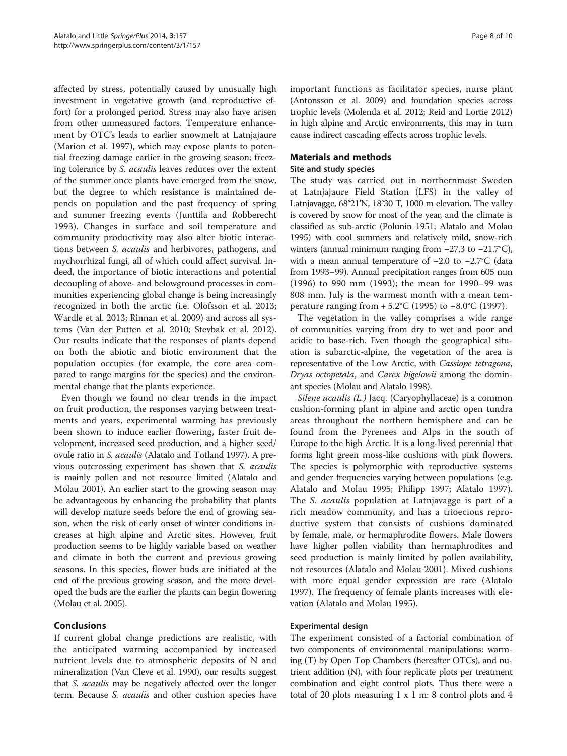affected by stress, potentially caused by unusually high investment in vegetative growth (and reproductive effort) for a prolonged period. Stress may also have arisen from other unmeasured factors. Temperature enhancement by OTC's leads to earlier snowmelt at Latnjajaure (Marion et al. 1997), which may expose plants to potential freezing damage earlier in the growing season; freezing tolerance by *S. acaulis* leaves reduces over the extent of the summer once plants have emerged from the snow, but the degree to which resistance is maintained depends on population and the past frequency of spring and summer freezing events (Junttila and Robberecht 1993). Changes in surface and soil temperature and community productivity may also alter biotic interactions between *S. acaulis* and herbivores, pathogens, and mychorrhizal fungi, all of which could affect survival. Indeed, the importance of biotic interactions and potential decoupling of above- and belowground processes in communities experiencing global change is being increasingly recognized in both the arctic (i.e. Olofsson et al. 2013; Wardle et al. 2013; Rinnan et al. 2009) and across all systems (Van der Putten et al. 2010; Stevbak et al. 2012). Our results indicate that the responses of plants depend on both the abiotic and biotic environment that the population occupies (for example, the core area compared to range margins for the species) and the environmental change that the plants experience.

Even though we found no clear trends in the impact on fruit production, the responses varying between treatments and years, experimental warming has previously been shown to induce earlier flowering, faster fruit development, increased seed production, and a higher seed/ovule ratio in *S. acaulis* (Alatalo and Totland 1997). A previous outcrossing experiment has shown that *S. acaulis* is mainly pollen and not resource limited (Alatalo and Molau 2001). An earlier start to the growing season may be advantageous by enhancing the probability that plants will develop mature seeds before the end of growing season, when the risk of early onset of winter conditions increases at high alpine and Arctic sites. However, fruit production seems to be highly variable based on weather and climate in both the current and previous growing seasons. In this species, flower buds are initiated at the end of the previous growing season, and the more developed the buds are the earlier the plants can begin flowering (Molau et al. 2005).

## Conclusions

If current global change predictions are realistic, with the anticipated warming accompanied by increased nutrient levels due to atmospheric deposits of N and mineralization (Van Cleve et al. 1990), our results suggest that *S. acaulis* may be negatively affected over the longer term. Because *S. acaulis* and other cushion species have important functions as facilitator species, nurse plant (Antonsson et al. 2009) and foundation species across trophic levels (Molenda et al. 2012; Reid and Lortie 2012) in high alpine and Arctic environments, this may in turn cause indirect cascading effects across trophic levels.

## Materials and methods

### Site and study species

The study was carried out in northernmost Sweden at Latnjajaure Field Station (LFS) in the valley of Latnjavagge, 68°21'N, 18°30 T, 1000 m elevation. The valley is covered by snow for most of the year, and the climate is classified as sub-arctic (Polunin 1951; Alatalo and Molau 1995) with cool summers and relatively mild, snow-rich winters (annual minimum ranging from −27.3 to −21.7°C), with a mean annual temperature of −2.0 to −2.7°C (data from 1993–99). Annual precipitation ranges from 605 mm (1996) to 990 mm (1993); the mean for 1990–99 was 808 mm. July is the warmest month with a mean temperature ranging from + 5.2°C (1995) to +8.0°C (1997).

The vegetation in the valley comprises a wide range of communities varying from dry to wet and poor and acidic to base-rich. Even though the geographical situation is subarctic-alpine, the vegetation of the area is representative of the Low Arctic, with *Cassiope tetragona*, *Dryas octopetala*, and *Carex bigelowii* among the dominant species (Molau and Alatalo 1998).

*Silene acaulis (L.)* Jacq. (Caryophyllaceae) is a common cushion-forming plant in alpine and arctic open tundra areas throughout the northern hemisphere and can be found from the Pyrenees and Alps in the south of Europe to the high Arctic. It is a long-lived perennial that forms light green moss-like cushions with pink flowers. The species is polymorphic with reproductive systems and gender frequencies varying between populations (e.g. Alatalo and Molau 1995; Philipp 1997; Alatalo 1997). The *S. acaulis* population at Latnjavagge is part of a rich meadow community, and has a trioecious reproductive system that consists of cushions dominated by female, male, or hermaphrodite flowers. Male flowers have higher pollen viability than hermaphrodites and seed production is mainly limited by pollen availability, not resources (Alatalo and Molau 2001). Mixed cushions with more equal gender expression are rare (Alatalo 1997). The frequency of female plants increases with elevation (Alatalo and Molau 1995).

### Experimental design

The experiment consisted of a factorial combination of two components of environmental manipulations: warming (T) by Open Top Chambers (hereafter OTCs), and nutrient addition (N), with four replicate plots per treatment combination and eight control plots. Thus there were a total of 20 plots measuring 1 x 1 m: 8 control plots and 4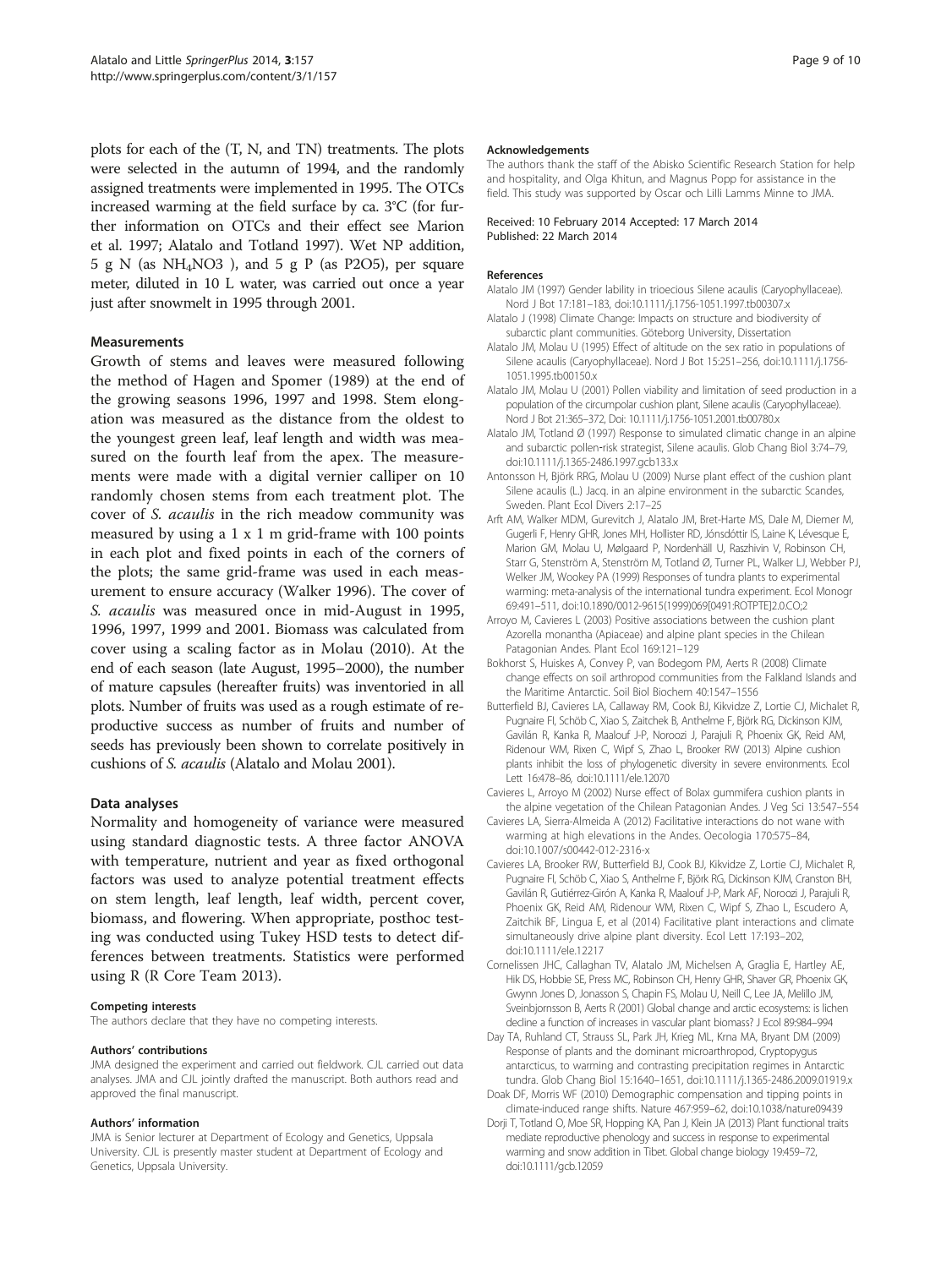plots for each of the (T, N, and TN) treatments. The plots were selected in the autumn of 1994, and the randomly assigned treatments were implemented in 1995. The OTCs increased warming at the field surface by ca. 3°C (for further information on OTCs and their effect see Marion et al. 1997; Alatalo and Totland 1997). Wet NP addition, 5 g N (as $NH_4NO3$ ), and 5 g P (as P2O5), per square meter, diluted in 10 L water, was carried out once a year just after snowmelt in 1995 through 2001.

### Measurements

Growth of stems and leaves were measured following the method of Hagen and Spomer (1989) at the end of the growing seasons 1996, 1997 and 1998. Stem elongation was measured as the distance from the oldest to the youngest green leaf, leaf length and width was measured on the fourth leaf from the apex. The measurements were made with a digital vernier calliper on 10 randomly chosen stems from each treatment plot. The cover of *S. acaulis* in the rich meadow community was measured by using a 1 x 1 m grid-frame with 100 points in each plot and fixed points in each of the corners of the plots; the same grid-frame was used in each measurement to ensure accuracy (Walker 1996). The cover of *S. acaulis* was measured once in mid-August in 1995, 1996, 1997, 1999 and 2001. Biomass was calculated from cover using a scaling factor as in Molau (2010). At the end of each season (late August, 1995–2000), the number of mature capsules (hereafter fruits) was inventoried in all plots. Number of fruits was used as a rough estimate of reproductive success as number of fruits and number of seeds has previously been shown to correlate positively in cushions of *S. acaulis* (Alatalo and Molau 2001).

### Data analyses

Normality and homogeneity of variance were measured using standard diagnostic tests. A three factor ANOVA with temperature, nutrient and year as fixed orthogonal factors was used to analyze potential treatment effects on stem length, leaf length, leaf width, percent cover, biomass, and flowering. When appropriate, posthoc testing was conducted using Tukey HSD tests to detect differences between treatments. Statistics were performed using R (R Core Team 2013).

#### Competing interests

The authors declare that they have no competing interests.

#### Authors' contributions

JMA designed the experiment and carried out fieldwork. CJL carried out data analyses. JMA and CJL jointly drafted the manuscript. Both authors read and approved the final manuscript.

#### Authors' information

JMA is Senior lecturer at Department of Ecology and Genetics, Uppsala University. CJL is presently master student at Department of Ecology and Genetics, Uppsala University.

#### Acknowledgements

The authors thank the staff of the Abisko Scientific Research Station for help and hospitality, and Olga Khitun, and Magnus Popp for assistance in the field. This study was supported by Oscar och Lilli Lamms Minne to JMA.

Received: 10 February 2014 Accepted: 17 March 2014
Published: 22 March 2014

#### References

Alatalo JM (1997) Gender lability in trioecious Silene acaulis (Caryophyllaceae). Nord J Bot 17:181–183, doi:10.1111/j.1756-1051.1997.tb00307.x

Alatalo J (1998) Climate Change: Impacts on structure and biodiversity of subarctic plant communities. Göteborg University, Dissertation

Alatalo JM, Molau U (1995) Effect of altitude on the sex ratio in populations of Silene acaulis (Caryophyllaceae). Nord J Bot 15:251–256, doi:10.1111/j.1756-1051.1995.tb00150.x

Alatalo JM, Molau U (2001) Pollen viability and limitation of seed production in a population of the circumpolar cushion plant, Silene acaulis (Caryophyllaceae). Nord J Bot 21:365–372, Doi: 10.1111/j.1756-1051.2001.tb00780.x

Alatalo JM, Totland Ø (1997) Response to simulated climatic change in an alpine and subarctic pollen-risk strategist, Silene acaulis. Glob Chang Biol 3:74–79, doi:10.1111/j.1365-2486.1997.gcb133.x

Antonsson H, Björk RRG, Molau U (2009) Nurse plant effect of the cushion plant Silene acaulis (L.) Jacq. in an alpine environment in the subarctic Scandes, Sweden. Plant Ecol Divers 2:17–25

Arft AM, Walker MDM, Gurevitch J, Alatalo JM, Bret-Harte MS, Dale M, Diemer M, Gugerli F, Henry GHR, Jones MH, Hollister RD, Jónsdóttir IS, Laine K, Lévesque E, Marion GM, Molau U, Mølgaard P, Nordenhäll U, Raszhivin V, Robinson CH, Starr G, Stenström A, Stenström M, Totland Ø, Turner PL, Walker LJ, Webber PJ, Welker JM, Wookey PA (1999) Responses of tundra plants to experimental warming: meta-analysis of the international tundra experiment. Ecol Monogr 69:491–511, doi:10.1890/0012-9615(1999)069[0491:ROTPTE]2.0.CO;2

Arroyo M, Cavieres L (2003) Positive associations between the cushion plant Azorella monantha (Apiaceae) and alpine plant species in the Chilean Patagonian Andes. Plant Ecol 169:121–129

Bokhorst S, Huiskes A, Convey P, van Bodegom PM, Aerts R (2008) Climate change effects on soil arthropod communities from the Falkland Islands and the Maritime Antarctic. Soil Biol Biochem 40:1547–1556

Butterfield BJ, Cavieres LA, Callaway RM, Cook BJ, Kikvidze Z, Lortie CJ, Michalet R, Pugnaire FI, Schöb C, Xiao S, Zaitchek B, Anthelme F, Björk RG, Dickinson KJM, Gavilán R, Kanka R, Maalouf J-P, Noroozi J, Parajuli R, Phoenix GK, Reid AM, Ridenour WM, Rixen C, Wipf S, Zhao L, Brooker RW (2013) Alpine cushion plants inhibit the loss of phylogenetic diversity in severe environments. Ecol Lett 16:478–86, doi:10.1111/ele.12070

Cavieres L, Arroyo M (2002) Nurse effect of Bolax gummifera cushion plants in the alpine vegetation of the Chilean Patagonian Andes. J Veg Sci 13:547–554

Cavieres LA, Sierra-Almeida A (2012) Facilitative interactions do not wane with warming at high elevations in the Andes. Oecologia 170:575–84, doi:10.1007/s00442-012-2316-x

Cavieres LA, Brooker RW, Butterfield BJ, Cook BJ, Kikvidze Z, Lortie CJ, Michalet R, Pugnaire FI, Schöb C, Xiao S, Anthelme F, Björk RG, Dickinson KJM, Cranston BH, Gavilán R, Gutiérrez-Girón A, Kanka R, Maalouf J-P, Mark AF, Noroozi J, Parajuli R, Phoenix GK, Reid AM, Ridenour WM, Rixen C, Wipf S, Zhao L, Escudero A, Zaitchik BF, Lingua E, et al (2014) Facilitative plant interactions and climate simultaneously drive alpine plant diversity. Ecol Lett 17:193–202, doi:10.1111/ele.12217

Cornelissen JHC, Callaghan TV, Alatalo JM, Michelsen A, Graglia E, Hartley AE, Hik DS, Hobbie SE, Press MC, Robinson CH, Henry GHR, Shaver GR, Phoenix GK, Gwynn Jones D, Jonasson S, Chapin FS, Molau U, Neill C, Lee JA, Melillo JM, Sveinbjornsson B, Aerts R (2001) Global change and arctic ecosystems: is lichen decline a function of increases in vascular plant biomass? J Ecol 89:984–994

Day TA, Ruhland CT, Strauss SL, Park JH, Krieg ML, Krna MA, Bryant DM (2009) Response of plants and the dominant microarthropod, Cryptopygus antarcticus, to warming and contrasting precipitation regimes in Antarctic tundra. Glob Chang Biol 15:1640–1651, doi:10.1111/j.1365-2486.2009.01919.x

Doak DF, Morris WF (2010) Demographic compensation and tipping points in climate-induced range shifts. Nature 467:959–62, doi:10.1038/nature09439

Dorji T, Totland O, Moe SR, Hopping KA, Pan J, Klein JA (2013) Plant functional traits mediate reproductive phenology and success in response to experimental warming and snow addition in Tibet. Global change biology 19:459–72, doi:10.1111/gcb.12059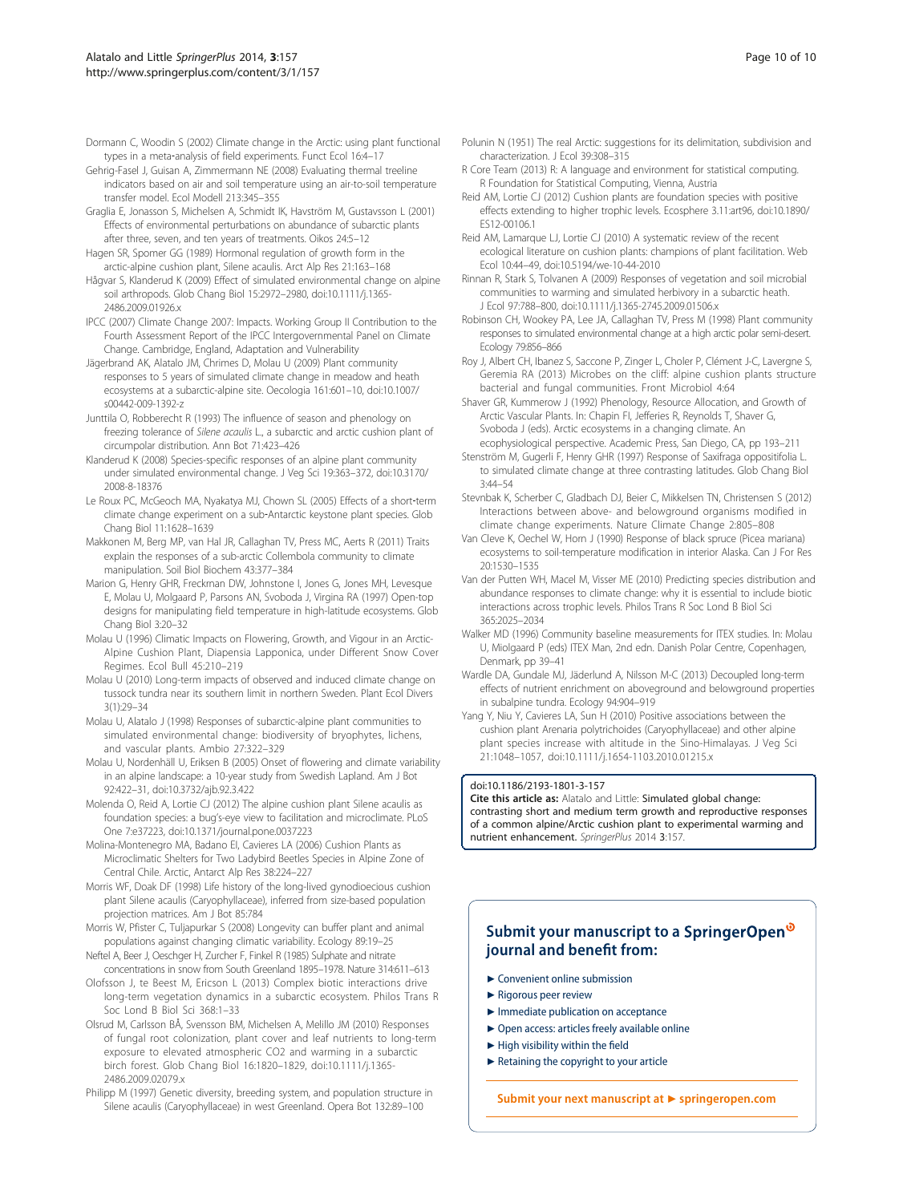Dormann C, Woodin S (2002) Climate change in the Arctic: using plant functional types in a meta-analysis of field experiments. Funct Ecol 16:4–17

Gehrig-Fasel J, Guisan A, Zimmermann NE (2008) Evaluating thermal treeline indicators based on air and soil temperature using an air-to-soil temperature transfer model. Ecol Modell 213:345–355

Graglia E, Jonasson S, Michelsen A, Schmidt IK, Havström M, Gustavsson L (2001) Effects of environmental perturbations on abundance of subarctic plants after three, seven, and ten years of treatments. Oikos 24:5–12

Hagen SR, Spomer GG (1989) Hormonal regulation of growth form in the arctic-alpine cushion plant, Silene acaulis. Arct Alp Res 21:163–168

Hågvar S, Klanderud K (2009) Effect of simulated environmental change on alpine soil arthropods. Glob Chang Biol 15:2972–2980, doi:10.1111/j.1365-2486.2009.01926.x

IPCC (2007) Climate Change 2007: Impacts. Working Group II Contribution to the Fourth Assessment Report of the IPCC Intergovernmental Panel on Climate Change. Cambridge, England, Adaptation and Vulnerability

Jägerbrand AK, Alatalo JM, Chrimes D, Molau U (2009) Plant community responses to 5 years of simulated climate change in meadow and heath ecosystems at a subarctic-alpine site. Oecologia 161:601–10, doi:10.1007/s00442-009-1392-z

Junttila O, Robberecht R (1993) The influence of season and phenology on freezing tolerance of *Silene acaulis* L., a subarctic and arctic cushion plant of circumpolar distribution. Ann Bot 71:423–426

Klanderud K (2008) Species-specific responses of an alpine plant community under simulated environmental change. J Veg Sci 19:363–372, doi:10.3170/2008-8-18376

Le Roux PC, McGeoch MA, Nyakatya MJ, Chown SL (2005) Effects of a short-term climate change experiment on a sub-Antarctic keystone plant species. Glob Chang Biol 11:1628–1639

Makkonen M, Berg MP, van Hal JR, Callaghan TV, Press MC, Aerts R (2011) Traits explain the responses of a sub-arctic Collembola community to climate manipulation. Soil Biol Biochem 43:377–384

Marion G, Henry GHR, Freckman DW, Johnstone I, Jones G, Jones MH, Levesque E, Molau U, Molgaard P, Parsons AN, Svoboda J, Virgina RA (1997) Open-top designs for manipulating field temperature in high-latitude ecosystems. Glob Chang Biol 3:20–32

Molau U (1996) Climatic Impacts on Flowering, Growth, and Vigour in an Arctic-Alpine Cushion Plant, Diapensia Lapponica, under Different Snow Cover Regimes. Ecol Bull 45:210–219

Molau U (2010) Long-term impacts of observed and induced climate change on tussock tundra near its southern limit in northern Sweden. Plant Ecol Divers 3(1):29–34

Molau U, Alatalo J (1998) Responses of subarctic-alpine plant communities to simulated environmental change: biodiversity of bryophytes, lichens, and vascular plants. Ambio 27:322–329

Molau U, Nordenhäll U, Eriksen B (2005) Onset of flowering and climate variability in an alpine landscape: a 10-year study from Swedish Lapland. Am J Bot 92:422–31, doi:10.3732/ajb.92.3.422

Molenda O, Reid A, Lortie CJ (2012) The alpine cushion plant Silene acaulis as foundation species: a bug's-eye view to facilitation and microclimate. PLoS One 7:e37223, doi:10.1371/journal.pone.0037223

Molina-Montenegro MA, Badano EI, Cavieres LA (2006) Cushion Plants as Microclimatic Shelters for Two Ladybird Beetles Species in Alpine Zone of Central Chile. Arctic, Antarct Alp Res 38:224–227

Morris WF, Doak DF (1998) Life history of the long-lived gynodioecious cushion plant Silene acaulis (Caryophyllaceae), inferred from size-based population projection matrices. Am J Bot 85:784

Morris W, Pfister C, Tuljapurkar S (2008) Longevity can buffer plant and animal populations against changing climatic variability. Ecology 89:19–25

Neftel A, Beer J, Oeschger H, Zurcher F, Finkel R (1985) Sulphate and nitrate concentrations in snow from South Greenland 1895–1978. Nature 314:611–613

Olofsson J, te Beest M, Ericson L (2013) Complex biotic interactions drive long-term vegetation dynamics in a subarctic ecosystem. Philos Trans R Soc Lond B Biol Sci 368:1–33

Olsrud M, Carlsson BÅ, Svensson BM, Michelsen A, Melillo JM (2010) Responses of fungal root colonization, plant cover and leaf nutrients to long-term exposure to elevated atmospheric CO2 and warming in a subarctic birch forest. Glob Chang Biol 16:1820–1829, doi:10.1111/j.1365-2486.2009.02079.x

Philipp M (1997) Genetic diversity, breeding system, and population structure in Silene acaulis (Caryophyllaceae) in west Greenland. Opera Bot 132:89–100

Polunin N (1951) The real Arctic: suggestions for its delimitation, subdivision and characterization. J Ecol 39:308–315

R Core Team (2013) R: A language and environment for statistical computing. R Foundation for Statistical Computing, Vienna, Austria

Reid AM, Lortie CJ (2012) Cushion plants are foundation species with positive effects extending to higher trophic levels. Ecosphere 3.11:art96, doi:10.1890/ES12-00106.1

Reid AM, Lamarque LJ, Lortie CJ (2010) A systematic review of the recent ecological literature on cushion plants: champions of plant facilitation. Web Ecol 10:44–49, doi:10.5194/we-10-44-2010

Rinnan R, Stark S, Tolvanen A (2009) Responses of vegetation and soil microbial communities to warming and simulated herbivory in a subarctic heath. J Ecol 97:788–800, doi:10.1111/j.1365-2745.2009.01506.x

Robinson CH, Wookey PA, Lee JA, Callaghan TV, Press M (1998) Plant community responses to simulated environmental change at a high arctic polar semi-desert. Ecology 79:856–866

Roy J, Albert CH, Ibanez S, Saccone P, Zinger L, Choler P, Clément J-C, Lavergne S, Geremia RA (2013) Microbes on the cliff: alpine cushion plants structure bacterial and fungal communities. Front Microbiol 4:64

Shaver GR, Kummerow J (1992) Phenology, Resource Allocation, and Growth of Arctic Vascular Plants. In: Chapin FI, Jefferies R, Reynolds T, Shaver G, Svoboda J (eds). Arctic ecosystems in a changing climate. An ecophysiological perspective. Academic Press, San Diego, CA, pp 193–211

Stenström M, Gugerli F, Henry GHR (1997) Response of Saxifraga oppositifolia L. to simulated climate change at three contrasting latitudes. Glob Chang Biol 3:44–54

Stevnbak K, Scherber C, Gladbach DJ, Beier C, Mikkelsen TN, Christensen S (2012) Interactions between above- and belowground organisms modified in climate change experiments. Nature Climate Change 2:805–808

Van Cleve K, Oechel W, Horn J (1990) Response of black spruce (Picea mariana) ecosystems to soil-temperature modification in interior Alaska. Can J For Res 20:1530–1535

Van der Putten WH, Macel M, Visser ME (2010) Predicting species distribution and abundance responses to climate change: why it is essential to include biotic interactions across trophic levels. Philos Trans R Soc Lond B Biol Sci 365:2025–2034

Walker MD (1996) Community baseline measurements for ITEX studies. In: Molau U, Mlolgaard P (eds) ITEX Man, 2nd edn. Danish Polar Centre, Copenhagen, Denmark, pp 39–41

Wardle DA, Gundale MJ, Jäderlund A, Nilsson M-C (2013) Decoupled long-term effects of nutrient enrichment on aboveground and belowground properties in subalpine tundra. Ecology 94:904–919

Yang Y, Niu Y, Cavieres LA, Sun H (2010) Positive associations between the cushion plant Arenaria polytrichoides (Caryophyllaceae) and other alpine plant species increase with altitude in the Sino-Himalayas. J Veg Sci 21:1048–1057, doi:10.1111/j.1654-1103.2010.01215.x

doi:10.1186/2193-1801-3-157

**Cite this article as:** Alatalo and Little: **Simulated global change: contrasting short and medium term growth and reproductive responses of a common alpine/Arctic cushion plant to experimental warming and nutrient enhancement.** *SpringerPlus* 2014 **3**:157.

**Submit your manuscript to a SpringerOpen journal and benefit from:**

- ► Convenient online submission
- ► Rigorous peer review
- ► Immediate publication on acceptance
- ► Open access: articles freely available online
- ► High visibility within the field
- ► Retaining the copyright to your article

**Submit your next manuscript at ► springeropen.com**